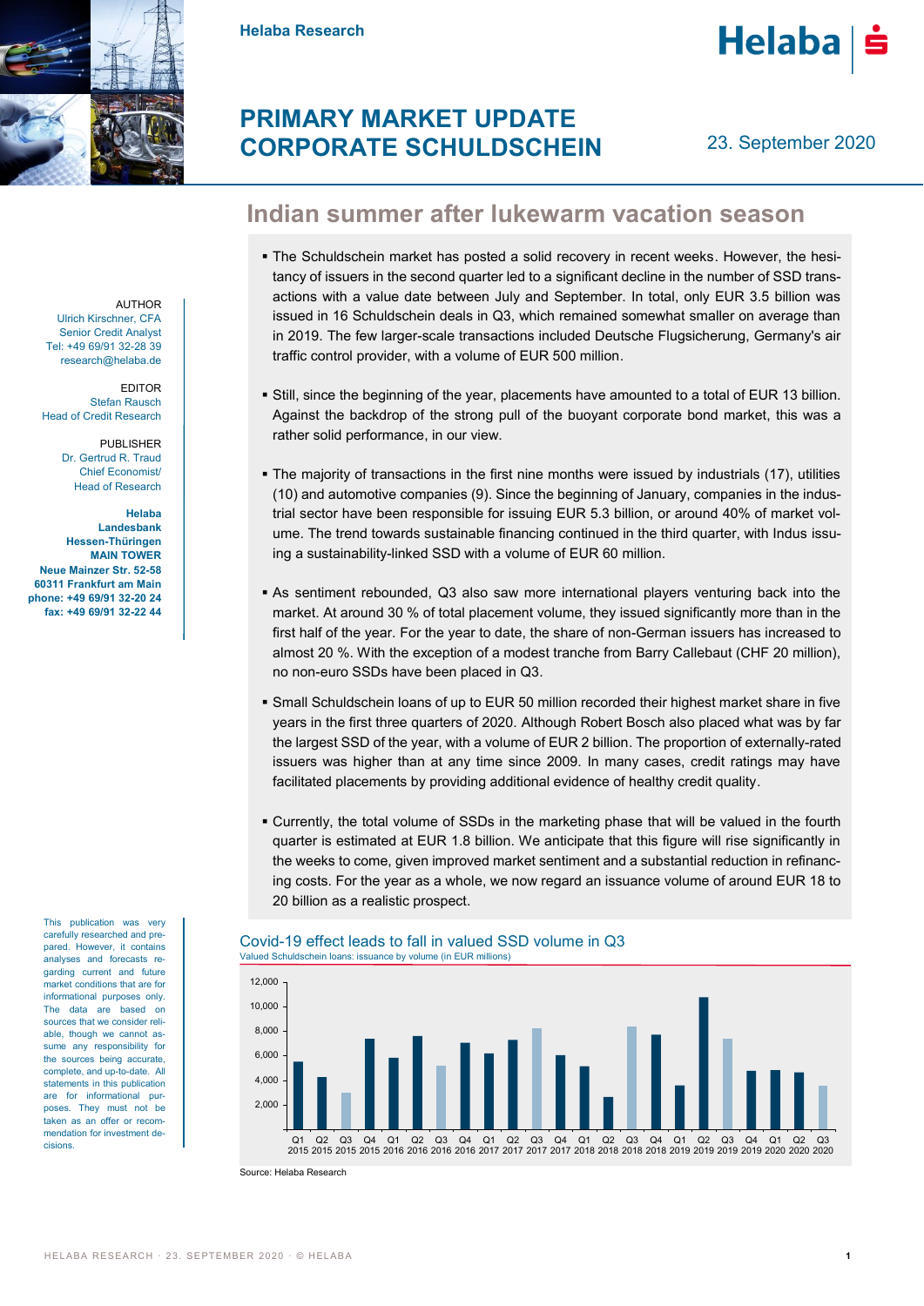Helaba Research

# PRIMARY MARKET UPDATE CORPORATE SCHULDSCHEIN

23. September 2020

AUTHOR
Ulrich Kirschner, CFA
Senior Credit Analyst
Tel: +49 69/91 32-28 39
research@helaba.de

EDITOR
Stefan Rausch
Head of Credit Research

PUBLISHER
Dr. Gertrud R. Traud
Chief Economist/
Head of Research

**Helaba Landesbank Hessen-Thüringen**
**MAIN TOWER**
**Neue Mainzer Str. 52-58**
**60311 Frankfurt am Main**
**phone: +49 69/91 32-20 24**
**fax: +49 69/91 32-22 44**

This publication was very carefully researched and prepared. However, it contains analyses and forecasts regarding current and future market conditions that are for informational purposes only. The data are based on sources that we consider reliable, though we cannot assume any responsibility for the sources being accurate, complete, and up-to-date. All statements in this publication are for informational purposes. They must not be taken as an offer or recommendation for investment decisions.

## Indian summer after lukewarm vacation season

- The Schuldschein market has posted a solid recovery in recent weeks. However, the hesitancy of issuers in the second quarter led to a significant decline in the number of SSD transactions with a value date between July and September. In total, only EUR 3.5 billion was issued in 16 Schuldschein deals in Q3, which remained somewhat smaller on average than in 2019. The few larger-scale transactions included Deutsche Flugsicherung, Germany's air traffic control provider, with a volume of EUR 500 million.

- Still, since the beginning of the year, placements have amounted to a total of EUR 13 billion. Against the backdrop of the strong pull of the buoyant corporate bond market, this was a rather solid performance, in our view.

- The majority of transactions in the first nine months were issued by industrials (17), utilities (10) and automotive companies (9). Since the beginning of January, companies in the industrial sector have been responsible for issuing EUR 5.3 billion, or around 40% of market volume. The trend towards sustainable financing continued in the third quarter, with Indus issuing a sustainability-linked SSD with a volume of EUR 60 million.

- As sentiment rebounded, Q3 also saw more international players venturing back into the market. At around 30 % of total placement volume, they issued significantly more than in the first half of the year. For the year to date, the share of non-German issuers has increased to almost 20 %. With the exception of a modest tranche from Barry Callebaut (CHF 20 million), no non-euro SSDs have been placed in Q3.

- Small Schuldschein loans of up to EUR 50 million recorded their highest market share in five years in the first three quarters of 2020. Although Robert Bosch also placed what was by far the largest SSD of the year, with a volume of EUR 2 billion. The proportion of externally-rated issuers was higher than at any time since 2009. In many cases, credit ratings may have facilitated placements by providing additional evidence of healthy credit quality.

- Currently, the total volume of SSDs in the marketing phase that will be valued in the fourth quarter is estimated at EUR 1.8 billion. We anticipate that this figure will rise significantly in the weeks to come, given improved market sentiment and a substantial reduction in refinancing costs. For the year as a whole, we now regard an issuance volume of around EUR 18 to 20 billion as a realistic prospect.

### Covid-19 effect leads to fall in valued SSD volume in Q3

Valued Schuldschein loans: issuance by volume (in EUR millions)

Bar chart with quarterly values from Q1 2015 to Q3 2020 (y-axis 0 to 12,000).

Source: Helaba Research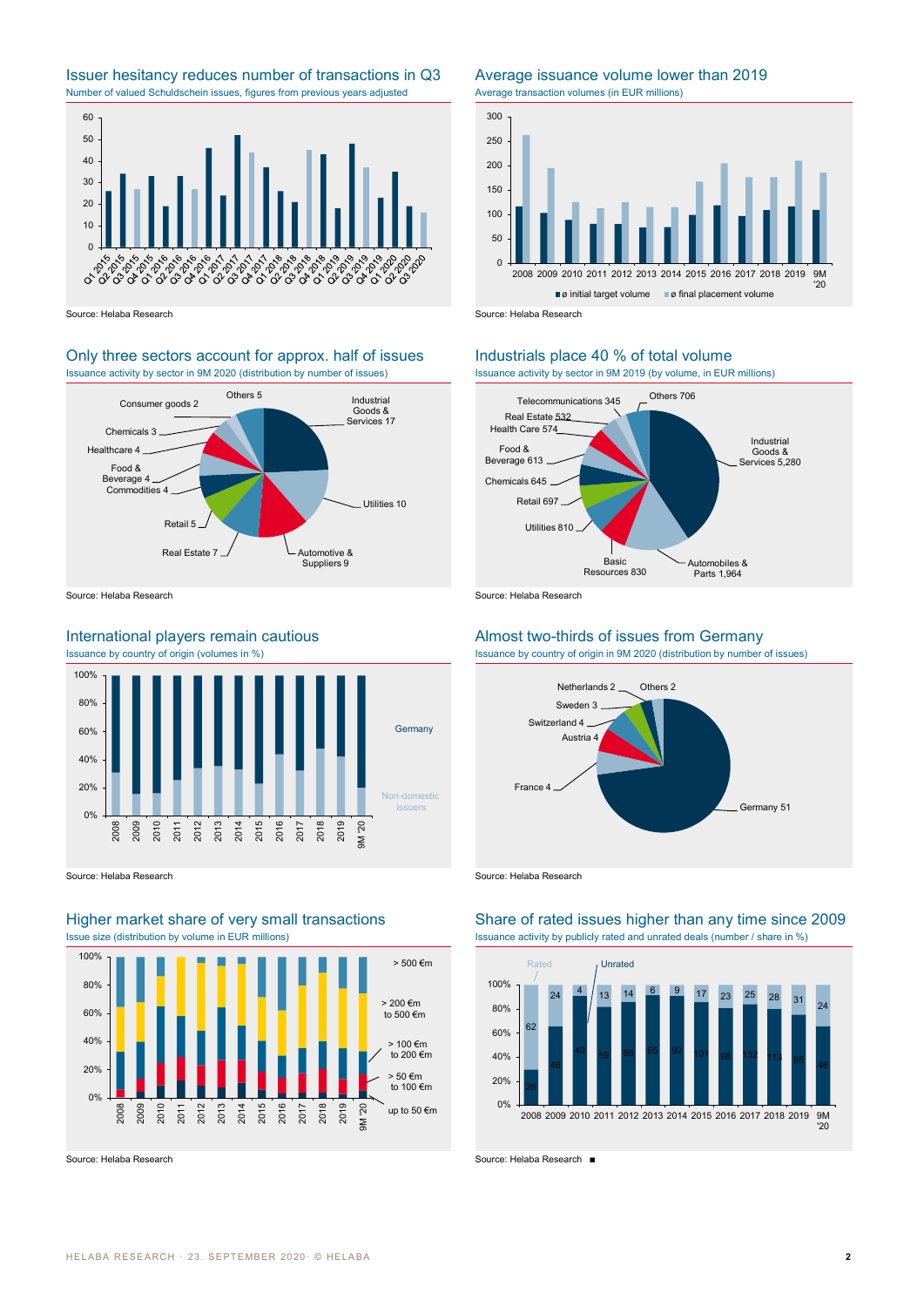## Issuer hesitancy reduces number of transactions in Q3

Number of valued Schuldschein issues, figures from previous years adjusted

60
50
40
30
20
10
0

Q1 2015 Q2 2015 Q3 2015 Q4 2015 Q1 2016 Q2 2016 Q3 2016 Q4 2016 Q1 2017 Q2 2017 Q3 2017 Q4 2017 Q1 2018 Q2 2018 Q3 2018 Q4 2018 Q1 2019 Q2 2019 Q3 2019 Q4 2019 Q1 2020 Q2 2020 Q3 2020

Source: Helaba Research

## Average issuance volume lower than 2019

Average transaction volumes (in EUR millions)

300
250
200
150
100
50
0

2008 2009 2010 2011 2012 2013 2014 2015 2016 2017 2018 2019 9M '20

ø initial target volume
ø final placement volume

Source: Helaba Research

## Only three sectors account for approx. half of issues

Issuance activity by sector in 9M 2020 (distribution by number of issues)

Consumer goods 2
Others 5
Industrial Goods & Services 17
Chemicals 3
Healthcare 4
Food & Beverage 4
Commodities 4
Utilities 10
Retail 5
Real Estate 7
Automotive & Suppliers 9

Source: Helaba Research

## Industrials place 40 % of total volume

Issuance activity by sector in 9M 2019 (by volume, in EUR millions)

Telecommunications 345
Others 706
Real Estate 532
Health Care 574
Industrial Goods & Services 5,280
Food & Beverage 613
Chemicals 645
Retail 697
Utilities 810
Basic Resources 830
Automobiles & Parts 1,964

Source: Helaba Research

## International players remain cautious

Issuance by country of origin (volumes in %)

100%
80%
60%
40%
20%
0%

2008 2009 2010 2011 2012 2013 2014 2015 2016 2017 2018 2019 9M '20

Germany
Non-domestic issuers

Source: Helaba Research

## Almost two-thirds of issues from Germany

Issuance by country of origin in 9M 2020 (distribution by number of issues)

Netherlands 2
Others 2
Sweden 3
Switzerland 4
Austria 4
France 4
Germany 51

Source: Helaba Research

## Higher market share of very small transactions

Issue size (distribution by volume in EUR millions)

100%
80%
60%
40%
20%
0%

2008 2009 2010 2011 2012 2013 2014 2015 2016 2017 2018 2019 9M '20

> 500 €m
> 200 €m to 500 €m
> 100 €m to 200 €m
> 50 €m to 100 €m
up to 50 €m

Source: Helaba Research

## Share of rated issues higher than any time since 2009

Issuance activity by publicly rated and unrated deals (number / share in %)

Rated
Unrated

100%
80%
60%
40%
20%
0%

62 26
24 46
4 40
13 59
14 86
6 65
9 92
17 101
23 98
25 132
28 113
31 95
24 46

2008 2009 2010 2011 2012 2013 2014 2015 2016 2017 2018 2019 9M '20

Source: Helaba Research ■